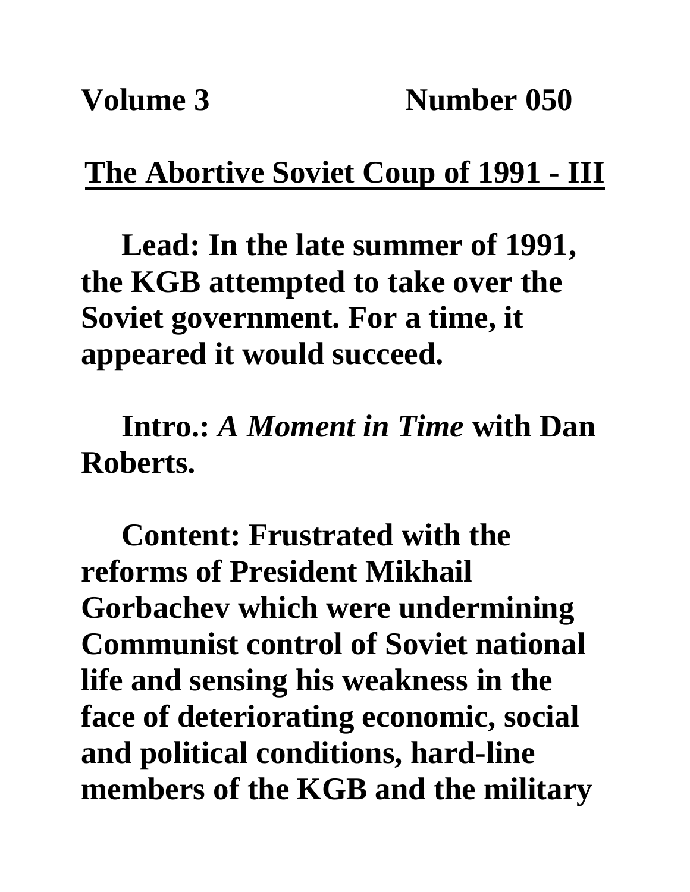**Volume 3 Number 050**

# The Abortive Soviet Coup of 1991 - III

**Lead: In the late summer of 1991, the KGB attempted to take over the Soviet government. For a time, it appeared it would succeed.**

**Intro.:** ***A Moment in Time*** **with Dan Roberts.**

**Content: Frustrated with the reforms of President Mikhail Gorbachev which were undermining Communist control of Soviet national life and sensing his weakness in the face of deteriorating economic, social and political conditions, hard-line members of the KGB and the military**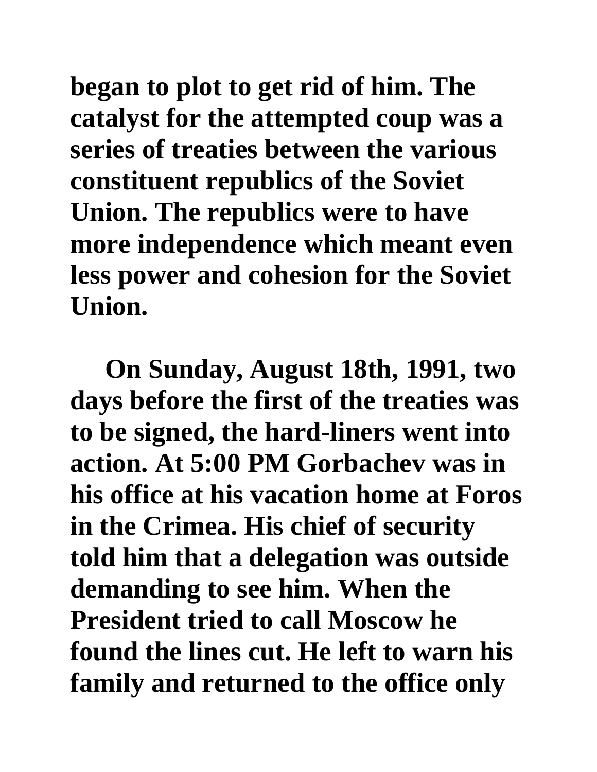began to plot to get rid of him. The catalyst for the attempted coup was a series of treaties between the various constituent republics of the Soviet Union. The republics were to have more independence which meant even less power and cohesion for the Soviet Union.

On Sunday, August 18th, 1991, two days before the first of the treaties was to be signed, the hard-liners went into action. At 5:00 PM Gorbachev was in his office at his vacation home at Foros in the Crimea. His chief of security told him that a delegation was outside demanding to see him. When the President tried to call Moscow he found the lines cut. He left to warn his family and returned to the office only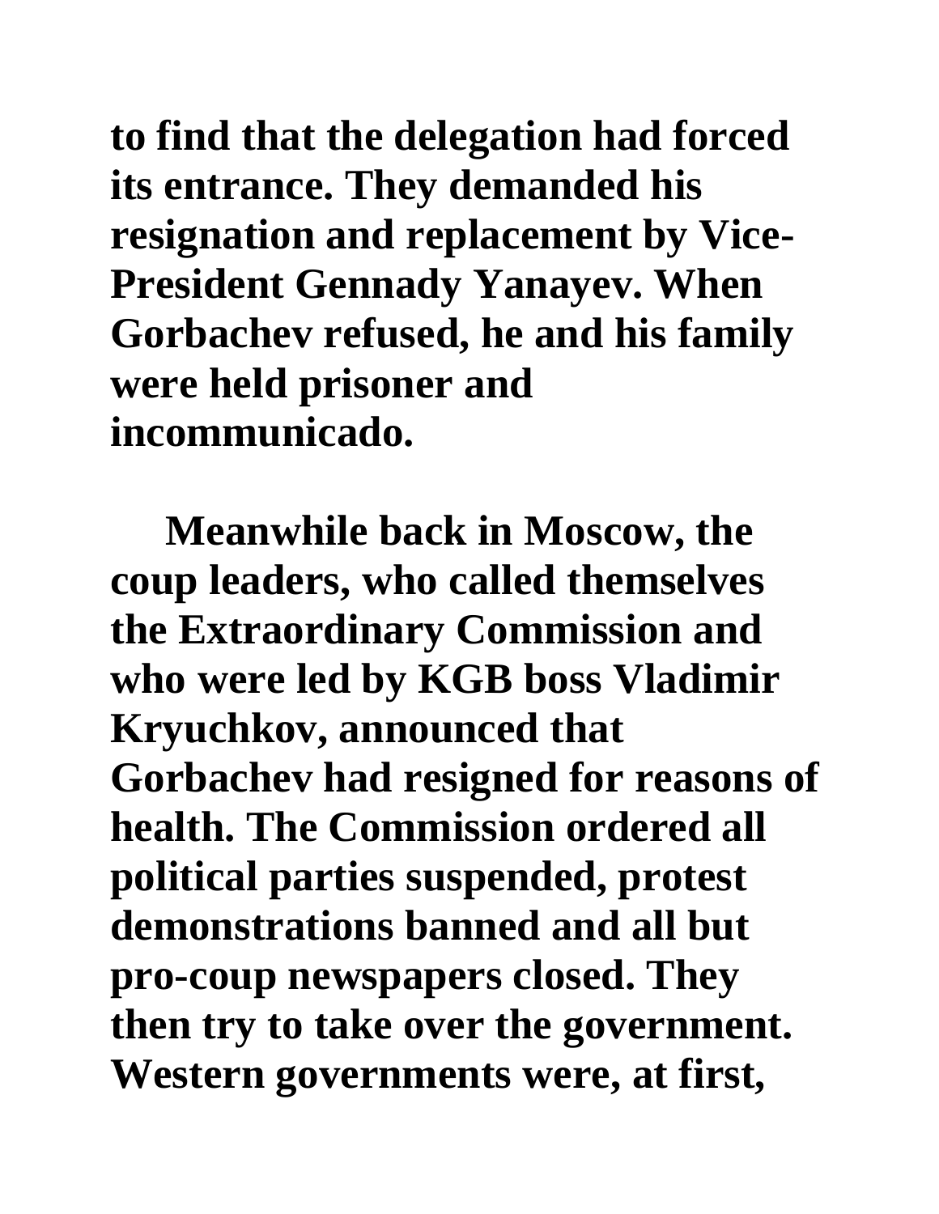**to find that the delegation had forced its entrance. They demanded his resignation and replacement by Vice-President Gennady Yanayev. When Gorbachev refused, he and his family were held prisoner and incommunicado.**

**Meanwhile back in Moscow, the coup leaders, who called themselves the Extraordinary Commission and who were led by KGB boss Vladimir Kryuchkov, announced that Gorbachev had resigned for reasons of health. The Commission ordered all political parties suspended, protest demonstrations banned and all but pro-coup newspapers closed. They then try to take over the government. Western governments were, at first,**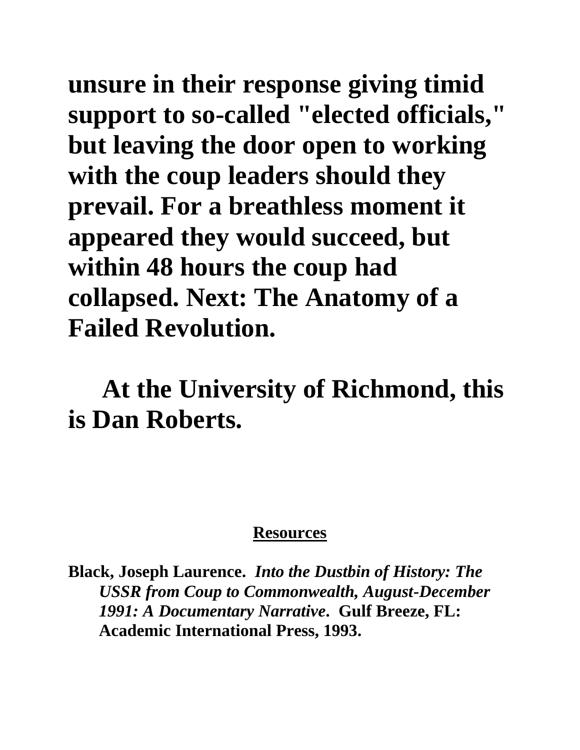**unsure in their response giving timid support to so-called "elected officials," but leaving the door open to working with the coup leaders should they prevail. For a breathless moment it appeared they would succeed, but within 48 hours the coup had collapsed. Next: The Anatomy of a Failed Revolution.**

**At the University of Richmond, this is Dan Roberts.**

**Resources**

**Black, Joseph Laurence. *Into the Dustbin of History: The USSR from Coup to Commonwealth, August-December 1991: A Documentary Narrative*. Gulf Breeze, FL: Academic International Press, 1993.**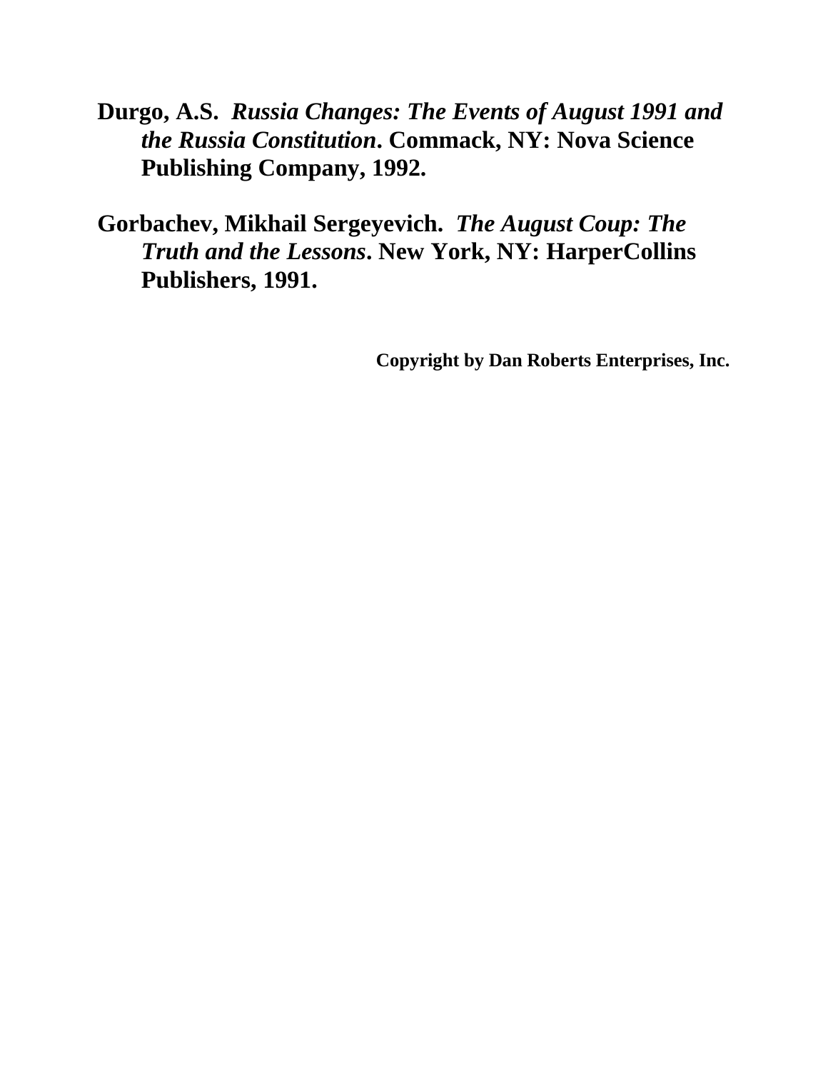**Durgo, A.S.** ***Russia Changes: The Events of August 1991 and the Russia Constitution*****. Commack, NY: Nova Science Publishing Company, 1992.**

**Gorbachev, Mikhail Sergeyevich.** ***The August Coup: The Truth and the Lessons*****. New York, NY: HarperCollins Publishers, 1991.**

**Copyright by Dan Roberts Enterprises, Inc.**